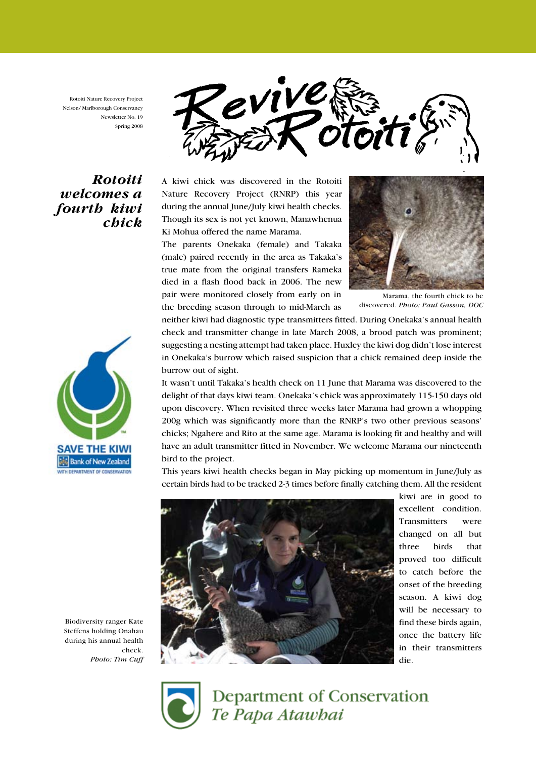Rotoiti Nature Recovery Project
Nelson/ Marlborough Conservancy
Newsletter No. 19
Spring 2008

# Revive Rotoiti

## *Rotoiti welcomes a fourth kiwi chick*

A kiwi chick was discovered in the Rotoiti Nature Recovery Project (RNRP) this year during the annual June/July kiwi health checks. Though its sex is not yet known, Manawhenua Ki Mohua offered the name Marama.

The parents Onekaka (female) and Takaka (male) paired recently in the area as Takaka's true mate from the original transfers Rameka died in a flash flood back in 2006. The new pair were monitored closely from early on in the breeding season through to mid-March as neither kiwi had diagnostic type transmitters fitted. During Onekaka's annual health check and transmitter change in late March 2008, a brood patch was prominent; suggesting a nesting attempt had taken place. Huxley the kiwi dog didn't lose interest in Onekaka's burrow which raised suspicion that a chick remained deep inside the burrow out of sight.

Marama, the fourth chick to be discovered. *Photo: Paul Gasson, DOC*

It wasn't until Takaka's health check on 11 June that Marama was discovered to the delight of that days kiwi team. Onekaka's chick was approximately 115-150 days old upon discovery. When revisited three weeks later Marama had grown a whopping 200g which was significantly more than the RNRP's two other previous seasons' chicks; Ngahere and Rito at the same age. Marama is looking fit and healthy and will have an adult transmitter fitted in November. We welcome Marama our nineteenth bird to the project.

This years kiwi health checks began in May picking up momentum in June/July as certain birds had to be tracked 2-3 times before finally catching them. All the resident kiwi are in good to excellent condition. Transmitters were changed on all but three birds that proved too difficult to catch before the onset of the breeding season. A kiwi dog will be necessary to find these birds again, once the battery life in their transmitters die.

Biodiversity ranger Kate Steffens holding Onahau during his annual health check. *Photo: Tim Cuff*

SAVE THE KIWI
Bank of New Zealand
WITH DEPARTMENT OF CONSERVATION

Department of Conservation
*Te Papa Atawhai*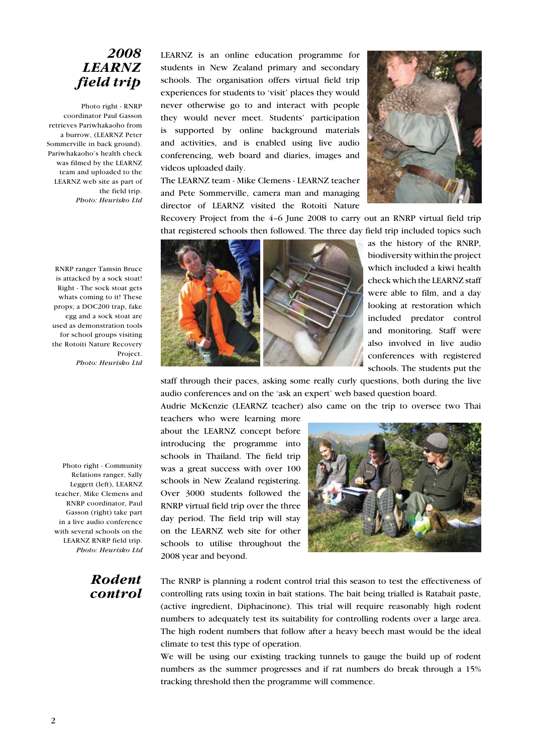## *2008 LEARNZ field trip*

Photo right - RNRP coordinator Paul Gasson retrieves Pariwhakaoho from a burrow, (LEARNZ Peter Sommerville in back ground). Pariwhakaoho's health check was filmed by the LEARNZ team and uploaded to the LEARNZ web site as part of the field trip.
*Photo: Heurisko Ltd*

LEARNZ is an online education programme for students in New Zealand primary and secondary schools. The organisation offers virtual field trip experiences for students to 'visit' places they would never otherwise go to and interact with people they would never meet. Students' participation is supported by online background materials and activities, and is enabled using live audio conferencing, web board and diaries, images and videos uploaded daily.

The LEARNZ team - Mike Clemens - LEARNZ teacher and Pete Sommerville, camera man and managing director of LEARNZ visited the Rotoiti Nature Recovery Project from the 4–6 June 2008 to carry out an RNRP virtual field trip that registered schools then followed. The three day field trip included topics such as the history of the RNRP, biodiversity within the project which included a kiwi health check which the LEARNZ staff were able to film, and a day looking at restoration which included predator control and monitoring. Staff were also involved in live audio conferences with registered schools. The students put the staff through their paces, asking some really curly questions, both during the live audio conferences and on the 'ask an expert' web based question board.

RNRP ranger Tamsin Bruce is attacked by a sock stoat! Right - The sock stoat gets whats coming to it! These props; a DOC200 trap, fake egg and a sock stoat are used as demonstration tools for school groups visiting the Rotoiti Nature Recovery Project.
*Photo: Heurisko Ltd*

Audrie McKenzie (LEARNZ teacher) also came on the trip to oversee two Thai teachers who were learning more about the LEARNZ concept before introducing the programme into schools in Thailand. The field trip was a great success with over 100 schools in New Zealand registering. Over 3000 students followed the RNRP virtual field trip over the three day period. The field trip will stay on the LEARNZ web site for other schools to utilise throughout the 2008 year and beyond.

Photo right - Community Relations ranger, Sally Leggett (left), LEARNZ teacher, Mike Clemens and RNRP coordinator, Paul Gasson (right) take part in a live audio conference with several schools on the LEARNZ RNRP field trip.
*Photo: Heurisko Ltd*

## *Rodent control*

The RNRP is planning a rodent control trial this season to test the effectiveness of controlling rats using toxin in bait stations. The bait being trialled is Ratabait paste, (active ingredient, Diphacinone). This trial will require reasonably high rodent numbers to adequately test its suitability for controlling rodents over a large area. The high rodent numbers that follow after a heavy beech mast would be the ideal climate to test this type of operation.

We will be using our existing tracking tunnels to gauge the build up of rodent numbers as the summer progresses and if rat numbers do break through a 15% tracking threshold then the programme will commence.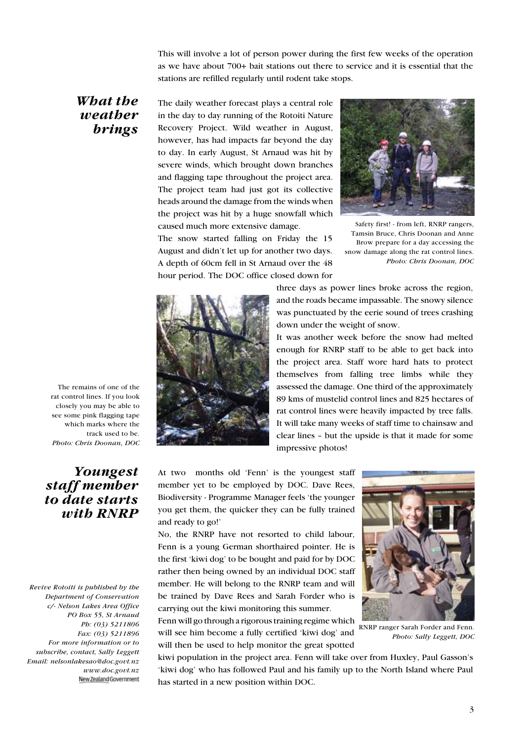This will involve a lot of person power during the first few weeks of the operation as we have about 700+ bait stations out there to service and it is essential that the stations are refilled regularly until rodent take stops.

## *What the weather brings*

The daily weather forecast plays a central role in the day to day running of the Rotoiti Nature Recovery Project. Wild weather in August, however, has had impacts far beyond the day to day. In early August, St Arnaud was hit by severe winds, which brought down branches and flagging tape throughout the project area. The project team had just got its collective heads around the damage from the winds when the project was hit by a huge snowfall which caused much more extensive damage.

The snow started falling on Friday the 15 August and didn't let up for another two days. A depth of 60cm fell in St Arnaud over the 48 hour period. The DOC office closed down for three days as power lines broke across the region, and the roads became impassable. The snowy silence was punctuated by the eerie sound of trees crashing down under the weight of snow.

It was another week before the snow had melted enough for RNRP staff to be able to get back into the project area. Staff wore hard hats to protect themselves from falling tree limbs while they assessed the damage. One third of the approximately 89 kms of mustelid control lines and 825 hectares of rat control lines were heavily impacted by tree falls. It will take many weeks of staff time to chainsaw and clear lines – but the upside is that it made for some impressive photos!

Safety first! - from left, RNRP rangers, Tamsin Bruce, Chris Doonan and Anne Brow prepare for a day accessing the snow damage along the rat control lines. *Photo: Chris Doonan, DOC*

The remains of one of the rat control lines. If you look closely you may be able to see some pink flagging tape which marks where the track used to be. *Photo: Chris Doonan, DOC*

## *Youngest staff member to date starts with RNRP*

At two months old 'Fenn' is the youngest staff member yet to be employed by DOC. Dave Rees, Biodiversity - Programme Manager feels 'the younger you get them, the quicker they can be fully trained and ready to go!'

No, the RNRP have not resorted to child labour, Fenn is a young German shorthaired pointer. He is the first 'kiwi dog' to be bought and paid for by DOC rather then being owned by an individual DOC staff member. He will belong to the RNRP team and will be trained by Dave Rees and Sarah Forder who is carrying out the kiwi monitoring this summer.

Fenn will go through a rigorous training regime which will see him become a fully certified 'kiwi dog' and will then be used to help monitor the great spotted kiwi population in the project area. Fenn will take over from Huxley, Paul Gasson's 'kiwi dog' who has followed Paul and his family up to the North Island where Paul has started in a new position within DOC.

RNRP ranger Sarah Forder and Fenn. *Photo: Sally Leggett, DOC*

*Revive Rotoiti is published by the Department of Conservation*
*c/- Nelson Lakes Area Office*
*PO Box 55, St Arnaud*
*Ph: (03) 5211806*
*Fax: (03) 5211896*
*For more information or to subscribe, contact, Sally Leggett*
*Email: nelsonlakesao@doc.govt.nz*
*www.doc.govt.nz*

New Zealand Government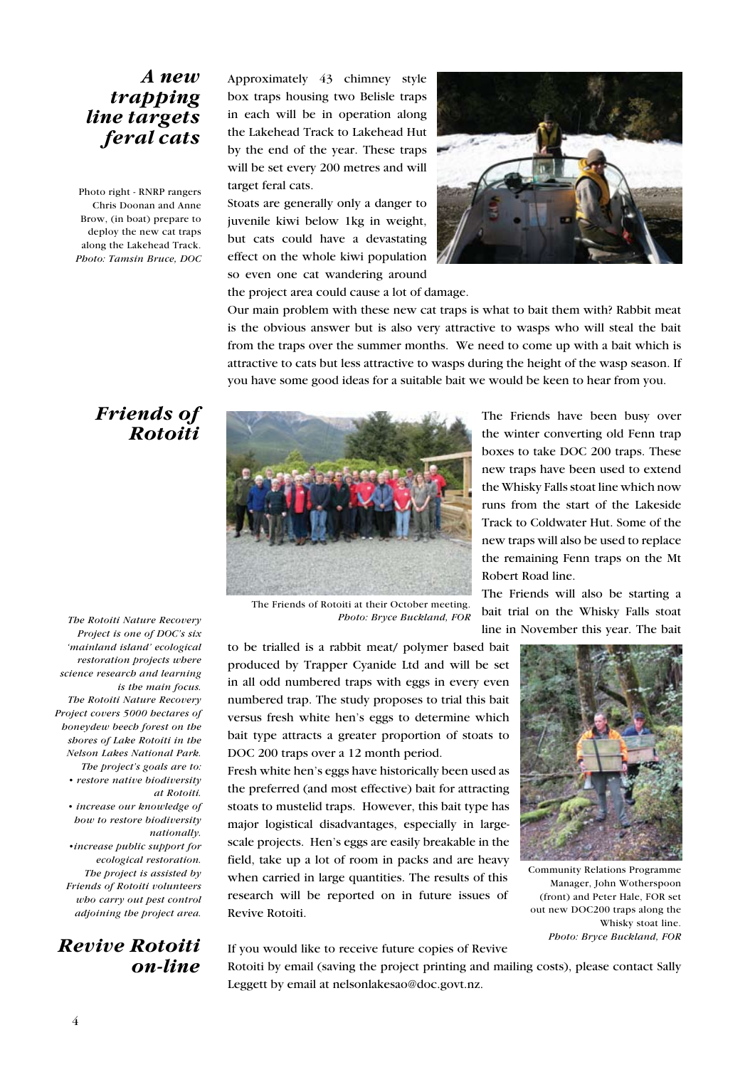## *A new trapping line targets feral cats*

Photo right - RNRP rangers Chris Doonan and Anne Brow, (in boat) prepare to deploy the new cat traps along the Lakehead Track. *Photo: Tamsin Bruce, DOC*

Approximately 43 chimney style box traps housing two Belisle traps in each will be in operation along the Lakehead Track to Lakehead Hut by the end of the year. These traps will be set every 200 metres and will target feral cats.

Stoats are generally only a danger to juvenile kiwi below 1kg in weight, but cats could have a devastating effect on the whole kiwi population so even one cat wandering around the project area could cause a lot of damage.

Our main problem with these new cat traps is what to bait them with? Rabbit meat is the obvious answer but is also very attractive to wasps who will steal the bait from the traps over the summer months. We need to come up with a bait which is attractive to cats but less attractive to wasps during the height of the wasp season. If you have some good ideas for a suitable bait we would be keen to hear from you.

## *Friends of Rotoiti*

The Friends of Rotoiti at their October meeting. *Photo: Bryce Buckland, FOR*

The Friends have been busy over the winter converting old Fenn trap boxes to take DOC 200 traps. These new traps have been used to extend the Whisky Falls stoat line which now runs from the start of the Lakeside Track to Coldwater Hut. Some of the new traps will also be used to replace the remaining Fenn traps on the Mt Robert Road line.

The Friends will also be starting a bait trial on the Whisky Falls stoat line in November this year. The bait to be trialled is a rabbit meat/ polymer based bait produced by Trapper Cyanide Ltd and will be set in all odd numbered traps with eggs in every even numbered trap. The study proposes to trial this bait versus fresh white hen's eggs to determine which bait type attracts a greater proportion of stoats to DOC 200 traps over a 12 month period.

Fresh white hen's eggs have historically been used as the preferred (and most effective) bait for attracting stoats to mustelid traps. However, this bait type has major logistical disadvantages, especially in large-scale projects. Hen's eggs are easily breakable in the field, take up a lot of room in packs and are heavy when carried in large quantities. The results of this research will be reported on in future issues of Revive Rotoiti.

Community Relations Programme Manager, John Wotherspoon (front) and Peter Hale, FOR set out new DOC200 traps along the Whisky stoat line. *Photo: Bryce Buckland, FOR*

*The Rotoiti Nature Recovery Project is one of DOC's six 'mainland island' ecological restoration projects where science research and learning is the main focus.*
*The Rotoiti Nature Recovery Project covers 5000 hectares of honeydew beech forest on the shores of Lake Rotoiti in the Nelson Lakes National Park.*
*The project's goals are to:*
- *restore native biodiversity at Rotoiti.*
- *increase our knowledge of how to restore biodiversity nationally.*
- *increase public support for ecological restoration.*

*The project is assisted by Friends of Rotoiti volunteers who carry out pest control adjoining the project area.*

## *Revive Rotoiti on-line*

If you would like to receive future copies of Revive Rotoiti by email (saving the project printing and mailing costs), please contact Sally Leggett by email at nelsonlakesao@doc.govt.nz.